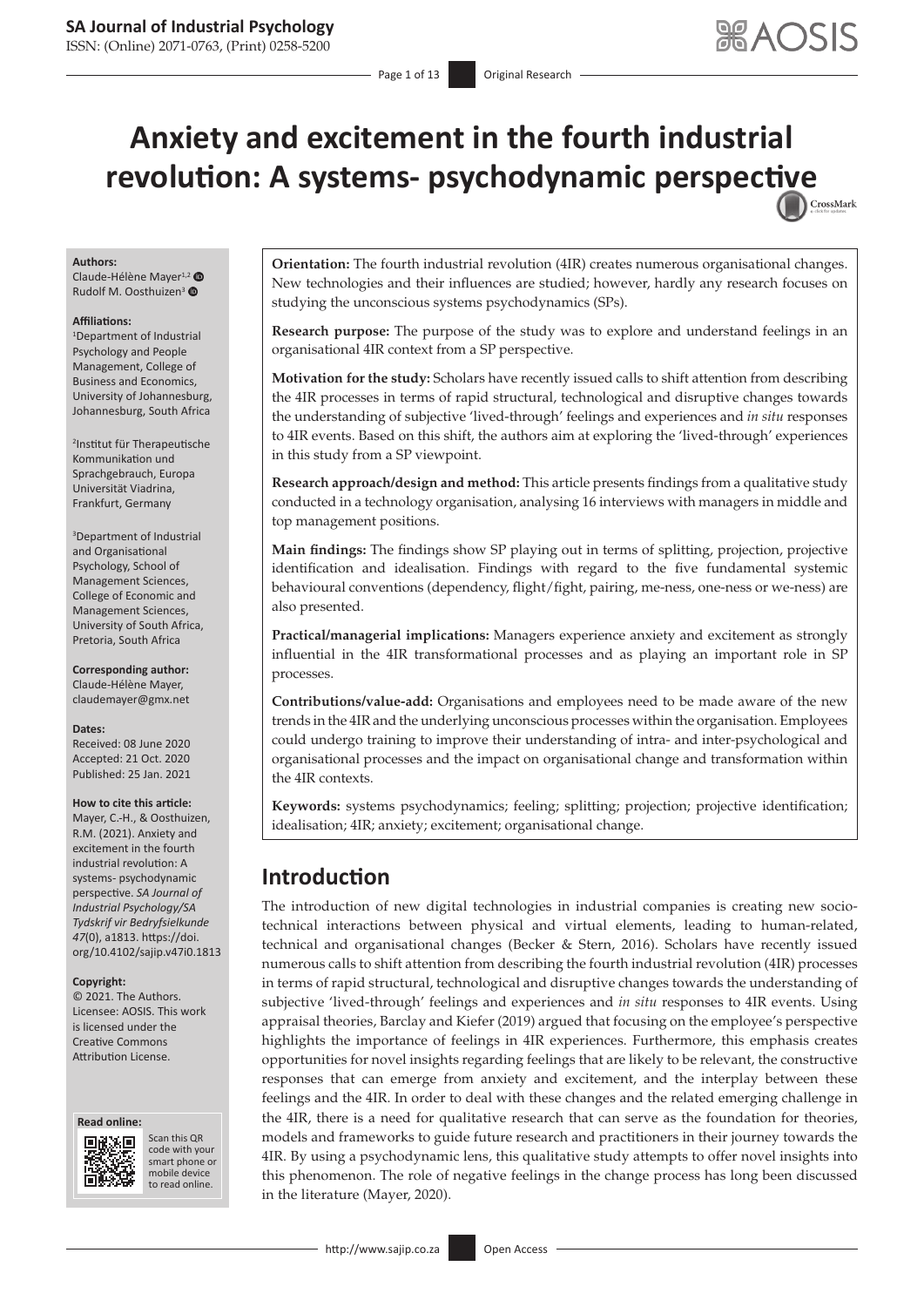# Anxiety and excitement in the fourth industrial revolution: A systems- psychodynamic perspective

**Authors:**
Claude-Hélène Mayer[1,2]
Rudolf M. Oosthuizen[3]

**Affiliations:**
[1]Department of Industrial Psychology and People Management, College of Business and Economics, University of Johannesburg, Johannesburg, South Africa

[2]Institut für Therapeutische Kommunikation und Sprachgebrauch, Europa Universität Viadrina, Frankfurt, Germany

[3]Department of Industrial and Organisational Psychology, School of Management Sciences, College of Economic and Management Sciences, University of South Africa, Pretoria, South Africa

**Corresponding author:**
Claude-Hélène Mayer,
claudemayer@gmx.net

**Dates:**
Received: 08 June 2020
Accepted: 21 Oct. 2020
Published: 25 Jan. 2021

**How to cite this article:**
Mayer, C.-H., & Oosthuizen, R.M. (2021). Anxiety and excitement in the fourth industrial revolution: A systems- psychodynamic perspective. *SA Journal of Industrial Psychology/SA Tydskrif vir Bedryfsielkunde 47*(0), a1813. https://doi.org/10.4102/sajip.v47i0.1813

**Copyright:**
© 2021. The Authors. Licensee: AOSIS. This work is licensed under the Creative Commons Attribution License.

**Read online:**
Scan this QR code with your smart phone or mobile device to read online.

**Orientation:** The fourth industrial revolution (4IR) creates numerous organisational changes. New technologies and their influences are studied; however, hardly any research focuses on studying the unconscious systems psychodynamics (SPs).

**Research purpose:** The purpose of the study was to explore and understand feelings in an organisational 4IR context from a SP perspective.

**Motivation for the study:** Scholars have recently issued calls to shift attention from describing the 4IR processes in terms of rapid structural, technological and disruptive changes towards the understanding of subjective 'lived-through' feelings and experiences and *in situ* responses to 4IR events. Based on this shift, the authors aim at exploring the 'lived-through' experiences in this study from a SP viewpoint.

**Research approach/design and method:** This article presents findings from a qualitative study conducted in a technology organisation, analysing 16 interviews with managers in middle and top management positions.

**Main findings:** The findings show SP playing out in terms of splitting, projection, projective identification and idealisation. Findings with regard to the five fundamental systemic behavioural conventions (dependency, flight/fight, pairing, me-ness, one-ness or we-ness) are also presented.

**Practical/managerial implications:** Managers experience anxiety and excitement as strongly influential in the 4IR transformational processes and as playing an important role in SP processes.

**Contributions/value-add:** Organisations and employees need to be made aware of the new trends in the 4IR and the underlying unconscious processes within the organisation. Employees could undergo training to improve their understanding of intra- and inter-psychological and organisational processes and the impact on organisational change and transformation within the 4IR contexts.

**Keywords:** systems psychodynamics; feeling; splitting; projection; projective identification; idealisation; 4IR; anxiety; excitement; organisational change.

## Introduction

The introduction of new digital technologies in industrial companies is creating new socio-technical interactions between physical and virtual elements, leading to human-related, technical and organisational changes (Becker & Stern, 2016). Scholars have recently issued numerous calls to shift attention from describing the fourth industrial revolution (4IR) processes in terms of rapid structural, technological and disruptive changes towards the understanding of subjective 'lived-through' feelings and experiences and *in situ* responses to 4IR events. Using appraisal theories, Barclay and Kiefer (2019) argued that focusing on the employee's perspective highlights the importance of feelings in 4IR experiences. Furthermore, this emphasis creates opportunities for novel insights regarding feelings that are likely to be relevant, the constructive responses that can emerge from anxiety and excitement, and the interplay between these feelings and the 4IR. In order to deal with these changes and the related emerging challenge in the 4IR, there is a need for qualitative research that can serve as the foundation for theories, models and frameworks to guide future research and practitioners in their journey towards the 4IR. By using a psychodynamic lens, this qualitative study attempts to offer novel insights into this phenomenon. The role of negative feelings in the change process has long been discussed in the literature (Mayer, 2020).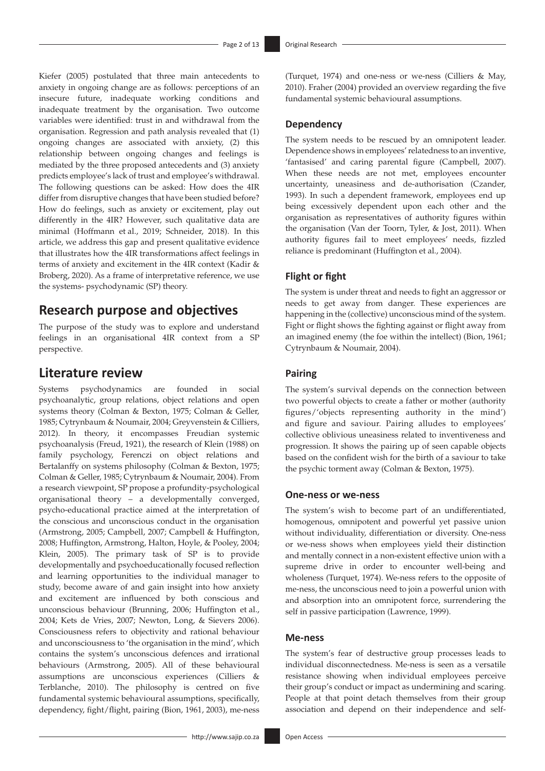Kiefer (2005) postulated that three main antecedents to anxiety in ongoing change are as follows: perceptions of an insecure future, inadequate working conditions and inadequate treatment by the organisation. Two outcome variables were identified: trust in and withdrawal from the organisation. Regression and path analysis revealed that (1) ongoing changes are associated with anxiety, (2) this relationship between ongoing changes and feelings is mediated by the three proposed antecedents and (3) anxiety predicts employee's lack of trust and employee's withdrawal. The following questions can be asked: How does the 4IR differ from disruptive changes that have been studied before? How do feelings, such as anxiety or excitement, play out differently in the 4IR? However, such qualitative data are minimal (Hoffmann et al., 2019; Schneider, 2018). In this article, we address this gap and present qualitative evidence that illustrates how the 4IR transformations affect feelings in terms of anxiety and excitement in the 4IR context (Kadir & Broberg, 2020). As a frame of interpretative reference, we use the systems- psychodynamic (SP) theory.

## Research purpose and objectives

The purpose of the study was to explore and understand feelings in an organisational 4IR context from a SP perspective.

## Literature review

Systems psychodynamics are founded in social psychoanalytic, group relations, object relations and open systems theory (Colman & Bexton, 1975; Colman & Geller, 1985; Cytrynbaum & Noumair, 2004; Greyvenstein & Cilliers, 2012). In theory, it encompasses Freudian systemic psychoanalysis (Freud, 1921), the research of Klein (1988) on family psychology, Ferenczi on object relations and Bertalanffy on systems philosophy (Colman & Bexton, 1975; Colman & Geller, 1985; Cytrynbaum & Noumair, 2004). From a research viewpoint, SP propose a profundity-psychological organisational theory – a developmentally converged, psycho-educational practice aimed at the interpretation of the conscious and unconscious conduct in the organisation (Armstrong, 2005; Campbell, 2007; Campbell & Huffington, 2008; Huffington, Armstrong, Halton, Hoyle, & Pooley, 2004; Klein, 2005). The primary task of SP is to provide developmentally and psychoeducationally focused reflection and learning opportunities to the individual manager to study, become aware of and gain insight into how anxiety and excitement are influenced by both conscious and unconscious behaviour (Brunning, 2006; Huffington et al., 2004; Kets de Vries, 2007; Newton, Long, & Sievers 2006). Consciousness refers to objectivity and rational behaviour and unconsciousness to 'the organisation in the mind', which contains the system's unconscious defences and irrational behaviours (Armstrong, 2005). All of these behavioural assumptions are unconscious experiences (Cilliers & Terblanche, 2010). The philosophy is centred on five fundamental systemic behavioural assumptions, specifically, dependency, fight/flight, pairing (Bion, 1961, 2003), me-ness (Turquet, 1974) and one-ness or we-ness (Cilliers & May, 2010). Fraher (2004) provided an overview regarding the five fundamental systemic behavioural assumptions.

### Dependency

The system needs to be rescued by an omnipotent leader. Dependence shows in employees' relatedness to an inventive, 'fantasised' and caring parental figure (Campbell, 2007). When these needs are not met, employees encounter uncertainty, uneasiness and de-authorisation (Czander, 1993). In such a dependent framework, employees end up being excessively dependent upon each other and the organisation as representatives of authority figures within the organisation (Van der Toorn, Tyler, & Jost, 2011). When authority figures fail to meet employees' needs, fizzled reliance is predominant (Huffington et al., 2004).

### Flight or fight

The system is under threat and needs to fight an aggressor or needs to get away from danger. These experiences are happening in the (collective) unconscious mind of the system. Fight or flight shows the fighting against or flight away from an imagined enemy (the foe within the intellect) (Bion, 1961; Cytrynbaum & Noumair, 2004).

### Pairing

The system's survival depends on the connection between two powerful objects to create a father or mother (authority figures/'objects representing authority in the mind') and figure and saviour. Pairing alludes to employees' collective oblivious uneasiness related to inventiveness and progression. It shows the pairing up of seen capable objects based on the confident wish for the birth of a saviour to take the psychic torment away (Colman & Bexton, 1975).

### One-ness or we-ness

The system's wish to become part of an undifferentiated, homogenous, omnipotent and powerful yet passive union without individuality, differentiation or diversity. One-ness or we-ness shows when employees yield their distinction and mentally connect in a non-existent effective union with a supreme drive in order to encounter well-being and wholeness (Turquet, 1974). We-ness refers to the opposite of me-ness, the unconscious need to join a powerful union with and absorption into an omnipotent force, surrendering the self in passive participation (Lawrence, 1999).

### Me-ness

The system's fear of destructive group processes leads to individual disconnectedness. Me-ness is seen as a versatile resistance showing when individual employees perceive their group's conduct or impact as undermining and scaring. People at that point detach themselves from their group association and depend on their independence and self-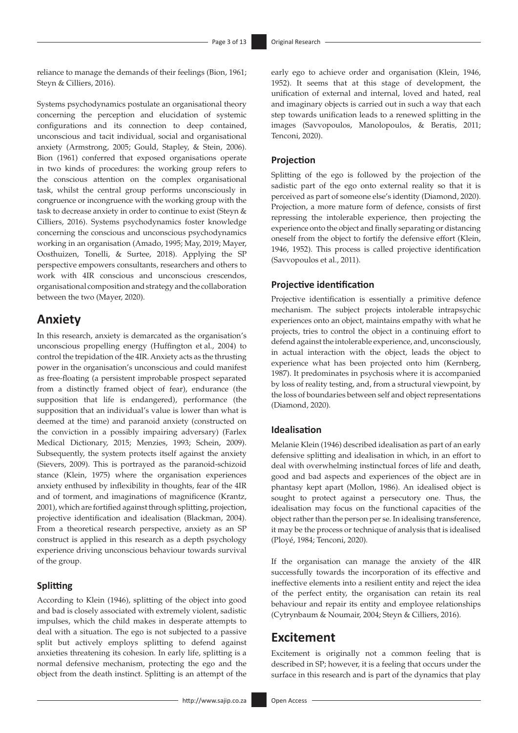reliance to manage the demands of their feelings (Bion, 1961; Steyn & Cilliers, 2016).

Systems psychodynamics postulate an organisational theory concerning the perception and elucidation of systemic configurations and its connection to deep contained, unconscious and tacit individual, social and organisational anxiety (Armstrong, 2005; Gould, Stapley, & Stein, 2006). Bion (1961) conferred that exposed organisations operate in two kinds of procedures: the working group refers to the conscious attention on the complex organisational task, whilst the central group performs unconsciously in congruence or incongruence with the working group with the task to decrease anxiety in order to continue to exist (Steyn & Cilliers, 2016). Systems psychodynamics foster knowledge concerning the conscious and unconscious psychodynamics working in an organisation (Amado, 1995; May, 2019; Mayer, Oosthuizen, Tonelli, & Surtee, 2018). Applying the SP perspective empowers consultants, researchers and others to work with 4IR conscious and unconscious crescendos, organisational composition and strategy and the collaboration between the two (Mayer, 2020).

## Anxiety

In this research, anxiety is demarcated as the organisation's unconscious propelling energy (Huffington et al., 2004) to control the trepidation of the 4IR. Anxiety acts as the thrusting power in the organisation's unconscious and could manifest as free-floating (a persistent improbable prospect separated from a distinctly framed object of fear), endurance (the supposition that life is endangered), performance (the supposition that an individual's value is lower than what is deemed at the time) and paranoid anxiety (constructed on the conviction in a possibly impairing adversary) (Farlex Medical Dictionary, 2015; Menzies, 1993; Schein, 2009). Subsequently, the system protects itself against the anxiety (Sievers, 2009). This is portrayed as the paranoid-schizoid stance (Klein, 1975) where the organisation experiences anxiety enthused by inflexibility in thoughts, fear of the 4IR and of torment, and imaginations of magnificence (Krantz, 2001), which are fortified against through splitting, projection, projective identification and idealisation (Blackman, 2004). From a theoretical research perspective, anxiety as an SP construct is applied in this research as a depth psychology experience driving unconscious behaviour towards survival of the group.

### Splitting

According to Klein (1946), splitting of the object into good and bad is closely associated with extremely violent, sadistic impulses, which the child makes in desperate attempts to deal with a situation. The ego is not subjected to a passive split but actively employs splitting to defend against anxieties threatening its cohesion. In early life, splitting is a normal defensive mechanism, protecting the ego and the object from the death instinct. Splitting is an attempt of the early ego to achieve order and organisation (Klein, 1946, 1952). It seems that at this stage of development, the unification of external and internal, loved and hated, real and imaginary objects is carried out in such a way that each step towards unification leads to a renewed splitting in the images (Savvopoulos, Manolopoulos, & Beratis, 2011; Tenconi, 2020).

### Projection

Splitting of the ego is followed by the projection of the sadistic part of the ego onto external reality so that it is perceived as part of someone else's identity (Diamond, 2020). Projection, a more mature form of defence, consists of first repressing the intolerable experience, then projecting the experience onto the object and finally separating or distancing oneself from the object to fortify the defensive effort (Klein, 1946, 1952). This process is called projective identification (Savvopoulos et al., 2011).

### Projective identification

Projective identification is essentially a primitive defence mechanism. The subject projects intolerable intrapsychic experiences onto an object, maintains empathy with what he projects, tries to control the object in a continuing effort to defend against the intolerable experience, and, unconsciously, in actual interaction with the object, leads the object to experience what has been projected onto him (Kernberg, 1987). It predominates in psychosis where it is accompanied by loss of reality testing, and, from a structural viewpoint, by the loss of boundaries between self and object representations (Diamond, 2020).

### Idealisation

Melanie Klein (1946) described idealisation as part of an early defensive splitting and idealisation in which, in an effort to deal with overwhelming instinctual forces of life and death, good and bad aspects and experiences of the object are in phantasy kept apart (Mollon, 1986). An idealised object is sought to protect against a persecutory one. Thus, the idealisation may focus on the functional capacities of the object rather than the person per se. In idealising transference, it may be the process or technique of analysis that is idealised (Ployé, 1984; Tenconi, 2020).

If the organisation can manage the anxiety of the 4IR successfully towards the incorporation of its effective and ineffective elements into a resilient entity and reject the idea of the perfect entity, the organisation can retain its real behaviour and repair its entity and employee relationships (Cytrynbaum & Noumair, 2004; Steyn & Cilliers, 2016).

## Excitement

Excitement is originally not a common feeling that is described in SP; however, it is a feeling that occurs under the surface in this research and is part of the dynamics that play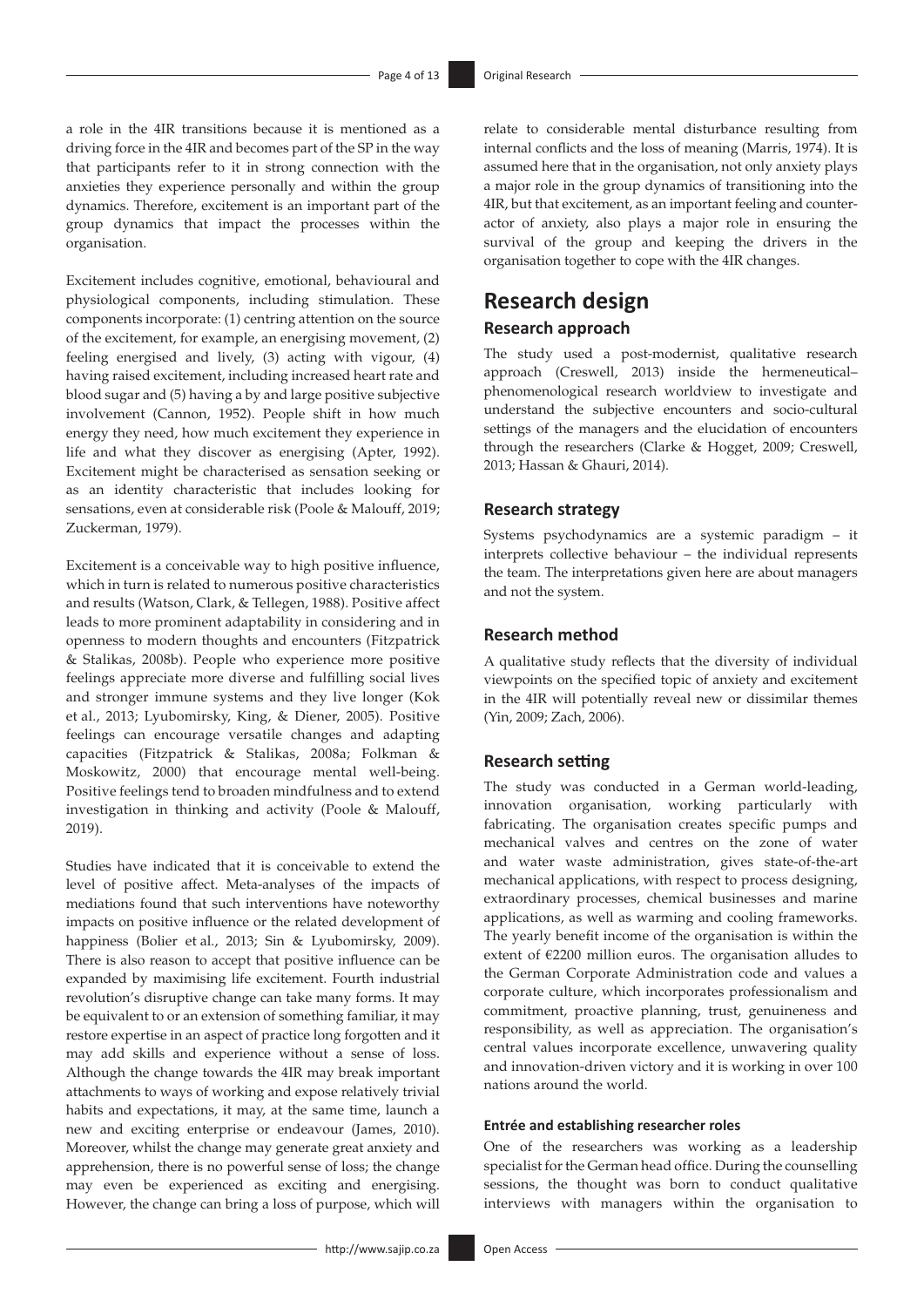a role in the 4IR transitions because it is mentioned as a driving force in the 4IR and becomes part of the SP in the way that participants refer to it in strong connection with the anxieties they experience personally and within the group dynamics. Therefore, excitement is an important part of the group dynamics that impact the processes within the organisation.

Excitement includes cognitive, emotional, behavioural and physiological components, including stimulation. These components incorporate: (1) centring attention on the source of the excitement, for example, an energising movement, (2) feeling energised and lively, (3) acting with vigour, (4) having raised excitement, including increased heart rate and blood sugar and (5) having a by and large positive subjective involvement (Cannon, 1952). People shift in how much energy they need, how much excitement they experience in life and what they discover as energising (Apter, 1992). Excitement might be characterised as sensation seeking or as an identity characteristic that includes looking for sensations, even at considerable risk (Poole & Malouff, 2019; Zuckerman, 1979).

Excitement is a conceivable way to high positive influence, which in turn is related to numerous positive characteristics and results (Watson, Clark, & Tellegen, 1988). Positive affect leads to more prominent adaptability in considering and in openness to modern thoughts and encounters (Fitzpatrick & Stalikas, 2008b). People who experience more positive feelings appreciate more diverse and fulfilling social lives and stronger immune systems and they live longer (Kok et al., 2013; Lyubomirsky, King, & Diener, 2005). Positive feelings can encourage versatile changes and adapting capacities (Fitzpatrick & Stalikas, 2008a; Folkman & Moskowitz, 2000) that encourage mental well-being. Positive feelings tend to broaden mindfulness and to extend investigation in thinking and activity (Poole & Malouff, 2019).

Studies have indicated that it is conceivable to extend the level of positive affect. Meta-analyses of the impacts of mediations found that such interventions have noteworthy impacts on positive influence or the related development of happiness (Bolier et al., 2013; Sin & Lyubomirsky, 2009). There is also reason to accept that positive influence can be expanded by maximising life excitement. Fourth industrial revolution's disruptive change can take many forms. It may be equivalent to or an extension of something familiar, it may restore expertise in an aspect of practice long forgotten and it may add skills and experience without a sense of loss. Although the change towards the 4IR may break important attachments to ways of working and expose relatively trivial habits and expectations, it may, at the same time, launch a new and exciting enterprise or endeavour (James, 2010). Moreover, whilst the change may generate great anxiety and apprehension, there is no powerful sense of loss; the change may even be experienced as exciting and energising. However, the change can bring a loss of purpose, which will relate to considerable mental disturbance resulting from internal conflicts and the loss of meaning (Marris, 1974). It is assumed here that in the organisation, not only anxiety plays a major role in the group dynamics of transitioning into the 4IR, but that excitement, as an important feeling and counter-actor of anxiety, also plays a major role in ensuring the survival of the group and keeping the drivers in the organisation together to cope with the 4IR changes.

# Research design

## Research approach

The study used a post-modernist, qualitative research approach (Creswell, 2013) inside the hermeneutical–phenomenological research worldview to investigate and understand the subjective encounters and socio-cultural settings of the managers and the elucidation of encounters through the researchers (Clarke & Hogget, 2009; Creswell, 2013; Hassan & Ghauri, 2014).

## Research strategy

Systems psychodynamics are a systemic paradigm – it interprets collective behaviour – the individual represents the team. The interpretations given here are about managers and not the system.

## Research method

A qualitative study reflects that the diversity of individual viewpoints on the specified topic of anxiety and excitement in the 4IR will potentially reveal new or dissimilar themes (Yin, 2009; Zach, 2006).

## Research setting

The study was conducted in a German world-leading, innovation organisation, working particularly with fabricating. The organisation creates specific pumps and mechanical valves and centres on the zone of water and water waste administration, gives state-of-the-art mechanical applications, with respect to process designing, extraordinary processes, chemical businesses and marine applications, as well as warming and cooling frameworks. The yearly benefit income of the organisation is within the extent of €2200 million euros. The organisation alludes to the German Corporate Administration code and values a corporate culture, which incorporates professionalism and commitment, proactive planning, trust, genuineness and responsibility, as well as appreciation. The organisation's central values incorporate excellence, unwavering quality and innovation-driven victory and it is working in over 100 nations around the world.

### Entrée and establishing researcher roles

One of the researchers was working as a leadership specialist for the German head office. During the counselling sessions, the thought was born to conduct qualitative interviews with managers within the organisation to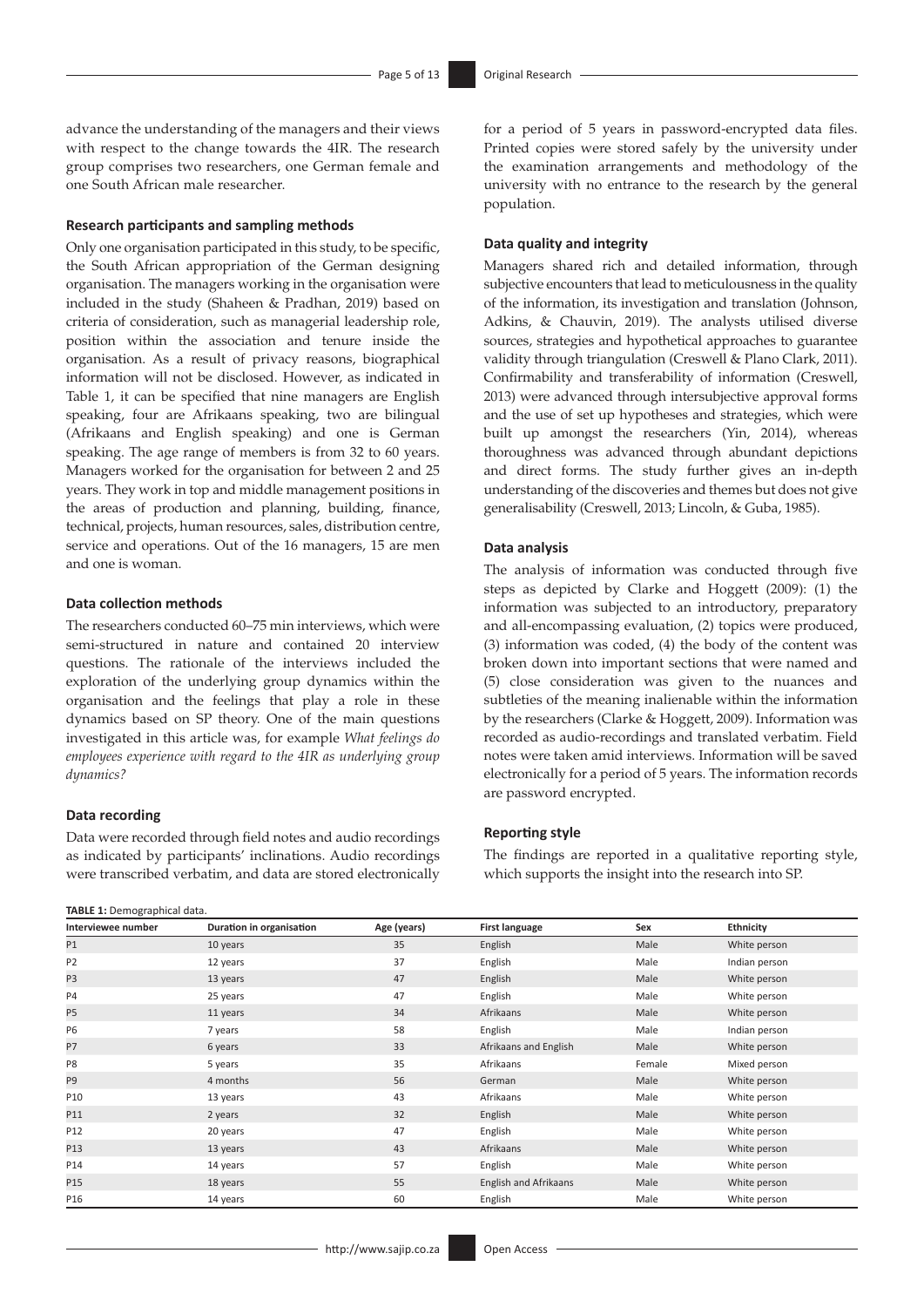advance the understanding of the managers and their views with respect to the change towards the 4IR. The research group comprises two researchers, one German female and one South African male researcher.

### Research participants and sampling methods

Only one organisation participated in this study, to be specific, the South African appropriation of the German designing organisation. The managers working in the organisation were included in the study (Shaheen & Pradhan, 2019) based on criteria of consideration, such as managerial leadership role, position within the association and tenure inside the organisation. As a result of privacy reasons, biographical information will not be disclosed. However, as indicated in Table 1, it can be specified that nine managers are English speaking, four are Afrikaans speaking, two are bilingual (Afrikaans and English speaking) and one is German speaking. The age range of members is from 32 to 60 years. Managers worked for the organisation for between 2 and 25 years. They work in top and middle management positions in the areas of production and planning, building, finance, technical, projects, human resources, sales, distribution centre, service and operations. Out of the 16 managers, 15 are men and one is woman.

### Data collection methods

The researchers conducted 60–75 min interviews, which were semi-structured in nature and contained 20 interview questions. The rationale of the interviews included the exploration of the underlying group dynamics within the organisation and the feelings that play a role in these dynamics based on SP theory. One of the main questions investigated in this article was, for example *What feelings do employees experience with regard to the 4IR as underlying group dynamics?*

### Data recording

Data were recorded through field notes and audio recordings as indicated by participants' inclinations. Audio recordings were transcribed verbatim, and data are stored electronically for a period of 5 years in password-encrypted data files. Printed copies were stored safely by the university under the examination arrangements and methodology of the university with no entrance to the research by the general population.

### Data quality and integrity

Managers shared rich and detailed information, through subjective encounters that lead to meticulousness in the quality of the information, its investigation and translation (Johnson, Adkins, & Chauvin, 2019). The analysts utilised diverse sources, strategies and hypothetical approaches to guarantee validity through triangulation (Creswell & Plano Clark, 2011). Confirmability and transferability of information (Creswell, 2013) were advanced through intersubjective approval forms and the use of set up hypotheses and strategies, which were built up amongst the researchers (Yin, 2014), whereas thoroughness was advanced through abundant depictions and direct forms. The study further gives an in-depth understanding of the discoveries and themes but does not give generalisability (Creswell, 2013; Lincoln, & Guba, 1985).

### Data analysis

The analysis of information was conducted through five steps as depicted by Clarke and Hoggett (2009): (1) the information was subjected to an introductory, preparatory and all-encompassing evaluation, (2) topics were produced, (3) information was coded, (4) the body of the content was broken down into important sections that were named and (5) close consideration was given to the nuances and subtleties of the meaning inalienable within the information by the researchers (Clarke & Hoggett, 2009). Information was recorded as audio-recordings and translated verbatim. Field notes were taken amid interviews. Information will be saved electronically for a period of 5 years. The information records are password encrypted.

### Reporting style

The findings are reported in a qualitative reporting style, which supports the insight into the research into SP.

**TABLE 1:** Demographical data.

| Interviewee number | Duration in organisation | Age (years) | First language | Sex | Ethnicity |
|---|---|---|---|---|---|
| P1 | 10 years | 35 | English | Male | White person |
| P2 | 12 years | 37 | English | Male | Indian person |
| P3 | 13 years | 47 | English | Male | White person |
| P4 | 25 years | 47 | English | Male | White person |
| P5 | 11 years | 34 | Afrikaans | Male | White person |
| P6 | 7 years | 58 | English | Male | Indian person |
| P7 | 6 years | 33 | Afrikaans and English | Male | White person |
| P8 | 5 years | 35 | Afrikaans | Female | Mixed person |
| P9 | 4 months | 56 | German | Male | White person |
| P10 | 13 years | 43 | Afrikaans | Male | White person |
| P11 | 2 years | 32 | English | Male | White person |
| P12 | 20 years | 47 | English | Male | White person |
| P13 | 13 years | 43 | Afrikaans | Male | White person |
| P14 | 14 years | 57 | English | Male | White person |
| P15 | 18 years | 55 | English and Afrikaans | Male | White person |
| P16 | 14 years | 60 | English | Male | White person |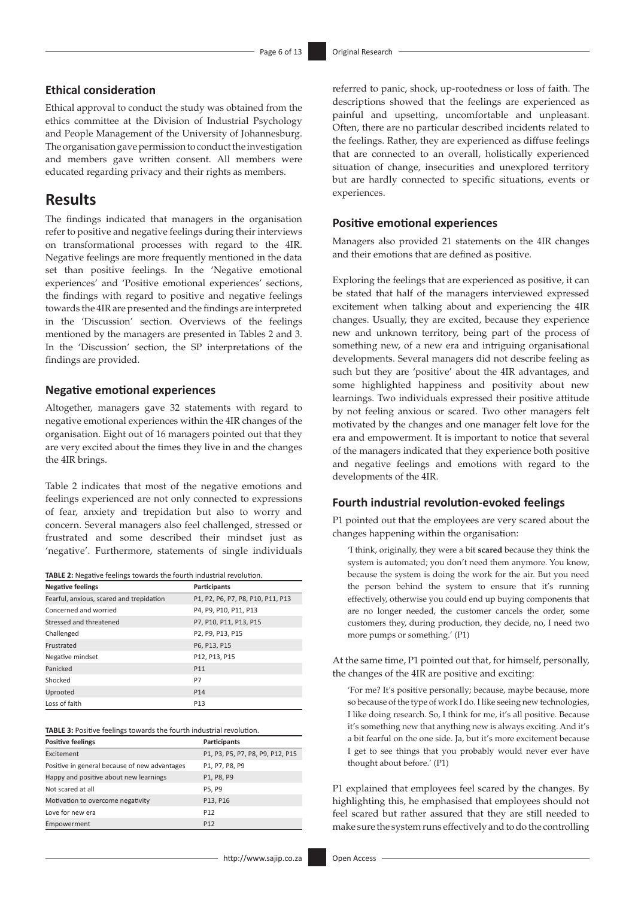### Ethical consideration

Ethical approval to conduct the study was obtained from the ethics committee at the Division of Industrial Psychology and People Management of the University of Johannesburg. The organisation gave permission to conduct the investigation and members gave written consent. All members were educated regarding privacy and their rights as members.

## Results

The findings indicated that managers in the organisation refer to positive and negative feelings during their interviews on transformational processes with regard to the 4IR. Negative feelings are more frequently mentioned in the data set than positive feelings. In the 'Negative emotional experiences' and 'Positive emotional experiences' sections, the findings with regard to positive and negative feelings towards the 4IR are presented and the findings are interpreted in the 'Discussion' section. Overviews of the feelings mentioned by the managers are presented in Tables 2 and 3. In the 'Discussion' section, the SP interpretations of the findings are provided.

### Negative emotional experiences

Altogether, managers gave 32 statements with regard to negative emotional experiences within the 4IR changes of the organisation. Eight out of 16 managers pointed out that they are very excited about the times they live in and the changes the 4IR brings.

Table 2 indicates that most of the negative emotions and feelings experienced are not only connected to expressions of fear, anxiety and trepidation but also to worry and concern. Several managers also feel challenged, stressed or frustrated and some described their mindset just as 'negative'. Furthermore, statements of single individuals referred to panic, shock, up-rootedness or loss of faith. The descriptions showed that the feelings are experienced as painful and upsetting, uncomfortable and unpleasant. Often, there are no particular described incidents related to the feelings. Rather, they are experienced as diffuse feelings that are connected to an overall, holistically experienced situation of change, insecurities and unexplored territory but are hardly connected to specific situations, events or experiences.

**TABLE 2:** Negative feelings towards the fourth industrial revolution.

| Negative feelings | Participants |
|---|---|
| Fearful, anxious, scared and trepidation | P1, P2, P6, P7, P8, P10, P11, P13 |
| Concerned and worried | P4, P9, P10, P11, P13 |
| Stressed and threatened | P7, P10, P11, P13, P15 |
| Challenged | P2, P9, P13, P15 |
| Frustrated | P6, P13, P15 |
| Negative mindset | P12, P13, P15 |
| Panicked | P11 |
| Shocked | P7 |
| Uprooted | P14 |
| Loss of faith | P13 |

**TABLE 3:** Positive feelings towards the fourth industrial revolution.

| Positive feelings | Participants |
|---|---|
| Excitement | P1, P3, P5, P7, P8, P9, P12, P15 |
| Positive in general because of new advantages | P1, P7, P8, P9 |
| Happy and positive about new learnings | P1, P8, P9 |
| Not scared at all | P5, P9 |
| Motivation to overcome negativity | P13, P16 |
| Love for new era | P12 |
| Empowerment | P12 |

### Positive emotional experiences

Managers also provided 21 statements on the 4IR changes and their emotions that are defined as positive.

Exploring the feelings that are experienced as positive, it can be stated that half of the managers interviewed expressed excitement when talking about and experiencing the 4IR changes. Usually, they are excited, because they experience new and unknown territory, being part of the process of something new, of a new era and intriguing organisational developments. Several managers did not describe feeling as such but they are 'positive' about the 4IR advantages, and some highlighted happiness and positivity about new learnings. Two individuals expressed their positive attitude by not feeling anxious or scared. Two other managers felt motivated by the changes and one manager felt love for the era and empowerment. It is important to notice that several of the managers indicated that they experience both positive and negative feelings and emotions with regard to the developments of the 4IR.

### Fourth industrial revolution-evoked feelings

P1 pointed out that the employees are very scared about the changes happening within the organisation:

> 'I think, originally, they were a bit **scared** because they think the system is automated; you don't need them anymore. You know, because the system is doing the work for the air. But you need the person behind the system to ensure that it's running effectively, otherwise you could end up buying components that are no longer needed, the customer cancels the order, some customers they, during production, they decide, no, I need two more pumps or something.' (P1)

At the same time, P1 pointed out that, for himself, personally, the changes of the 4IR are positive and exciting:

> 'For me? It's positive personally; because, maybe because, more so because of the type of work I do. I like seeing new technologies, I like doing research. So, I think for me, it's all positive. Because it's something new that anything new is always exciting. And it's a bit fearful on the one side. Ja, but it's more excitement because I get to see things that you probably would never ever have thought about before.' (P1)

P1 explained that employees feel scared by the changes. By highlighting this, he emphasised that employees should not feel scared but rather assured that they are still needed to make sure the system runs effectively and to do the controlling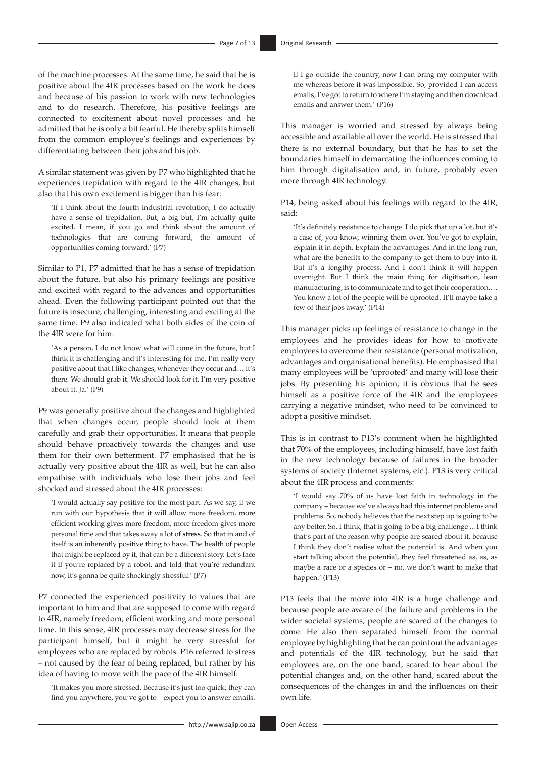of the machine processes. At the same time, he said that he is positive about the 4IR processes based on the work he does and because of his passion to work with new technologies and to do research. Therefore, his positive feelings are connected to excitement about novel processes and he admitted that he is only a bit fearful. He thereby splits himself from the common employee's feelings and experiences by differentiating between their jobs and his job.

A similar statement was given by P7 who highlighted that he experiences trepidation with regard to the 4IR changes, but also that his own excitement is bigger than his fear:

> 'If I think about the fourth industrial revolution, I do actually have a sense of trepidation. But, a big but, I'm actually quite excited. I mean, if you go and think about the amount of technologies that are coming forward, the amount of opportunities coming forward.' (P7)

Similar to P1, P7 admitted that he has a sense of trepidation about the future, but also his primary feelings are positive and excited with regard to the advances and opportunities ahead. Even the following participant pointed out that the future is insecure, challenging, interesting and exciting at the same time. P9 also indicated what both sides of the coin of the 4IR were for him:

> 'As a person, I do not know what will come in the future, but I think it is challenging and it's interesting for me, I'm really very positive about that I like changes, whenever they occur and… it's there. We should grab it. We should look for it. I'm very positive about it. Ja.' (P9)

P9 was generally positive about the changes and highlighted that when changes occur, people should look at them carefully and grab their opportunities. It means that people should behave proactively towards the changes and use them for their own betterment. P7 emphasised that he is actually very positive about the 4IR as well, but he can also empathise with individuals who lose their jobs and feel shocked and stressed about the 4IR processes:

> 'I would actually say positive for the most part. As we say, if we run with our hypothesis that it will allow more freedom, more efficient working gives more freedom, more freedom gives more personal time and that takes away a lot of **stress**. So that in and of itself is an inherently positive thing to have. The health of people that might be replaced by it, that can be a different story. Let's face it if you're replaced by a robot, and told that you're redundant now, it's gonna be quite shockingly stressful.' (P7)

P7 connected the experienced positivity to values that are important to him and that are supposed to come with regard to 4IR, namely freedom, efficient working and more personal time. In this sense, 4IR processes may decrease stress for the participant himself, but it might be very stressful for employees who are replaced by robots. P16 referred to stress – not caused by the fear of being replaced, but rather by his idea of having to move with the pace of the 4IR himself:

> 'It makes you more stressed. Because it's just too quick; they can find you anywhere, you've got to – expect you to answer emails. If I go outside the country, now I can bring my computer with me whereas before it was impossible. So, provided I can access emails, I've got to return to where I'm staying and then download emails and answer them.' (P16)

This manager is worried and stressed by always being accessible and available all over the world. He is stressed that there is no external boundary, but that he has to set the boundaries himself in demarcating the influences coming to him through digitalisation and, in future, probably even more through 4IR technology.

P14, being asked about his feelings with regard to the 4IR, said:

> 'It's definitely resistance to change. I do pick that up a lot, but it's a case of, you know, winning them over. You've got to explain, explain it in depth. Explain the advantages. And in the long run, what are the benefits to the company to get them to buy into it. But it's a lengthy process. And I don't think it will happen overnight. But I think the main thing for digitisation, lean manufacturing, is to communicate and to get their cooperation.… You know a lot of the people will be uprooted. It'll maybe take a few of their jobs away.' (P14)

This manager picks up feelings of resistance to change in the employees and he provides ideas for how to motivate employees to overcome their resistance (personal motivation, advantages and organisational benefits). He emphasised that many employees will be 'uprooted' and many will lose their jobs. By presenting his opinion, it is obvious that he sees himself as a positive force of the 4IR and the employees carrying a negative mindset, who need to be convinced to adopt a positive mindset.

This is in contrast to P13's comment when he highlighted that 70% of the employees, including himself, have lost faith in the new technology because of failures in the broader systems of society (Internet systems, etc.). P13 is very critical about the 4IR process and comments:

> 'I would say 70% of us have lost faith in technology in the company – because we've always had this internet problems and problems. So, nobody believes that the next step up is going to be any better. So, I think, that is going to be a big challenge ... I think that's part of the reason why people are scared about it, because I think they don't realise what the potential is. And when you start talking about the potential, they feel threatened as, as, as maybe a race or a species or – no, we don't want to make that happen.' (P13)

P13 feels that the move into 4IR is a huge challenge and because people are aware of the failure and problems in the wider societal systems, people are scared of the changes to come. He also then separated himself from the normal employee by highlighting that he can point out the advantages and potentials of the 4IR technology, but he said that employees are, on the one hand, scared to hear about the potential changes and, on the other hand, scared about the consequences of the changes in and the influences on their own life.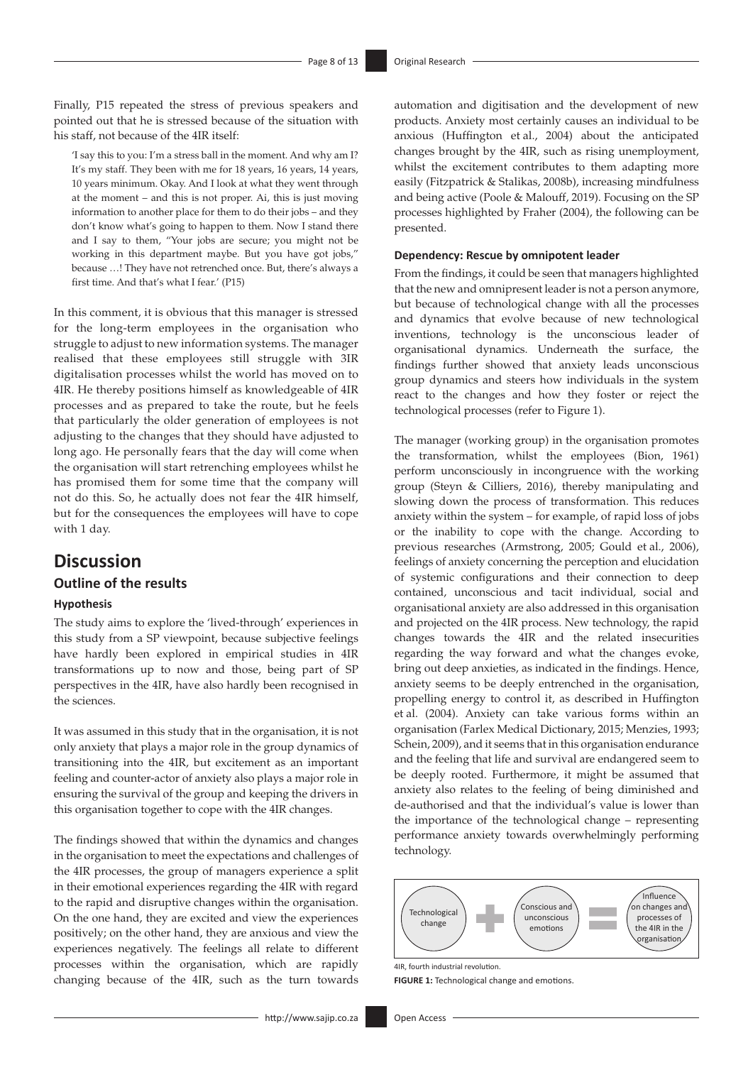Finally, P15 repeated the stress of previous speakers and pointed out that he is stressed because of the situation with his staff, not because of the 4IR itself:

> 'I say this to you: I'm a stress ball in the moment. And why am I? It's my staff. They been with me for 18 years, 16 years, 14 years, 10 years minimum. Okay. And I look at what they went through at the moment – and this is not proper. Ai, this is just moving information to another place for them to do their jobs – and they don't know what's going to happen to them. Now I stand there and I say to them, "Your jobs are secure; you might not be working in this department maybe. But you have got jobs," because …! They have not retrenched once. But, there's always a first time. And that's what I fear.' (P15)

In this comment, it is obvious that this manager is stressed for the long-term employees in the organisation who struggle to adjust to new information systems. The manager realised that these employees still struggle with 3IR digitalisation processes whilst the world has moved on to 4IR. He thereby positions himself as knowledgeable of 4IR processes and as prepared to take the route, but he feels that particularly the older generation of employees is not adjusting to the changes that they should have adjusted to long ago. He personally fears that the day will come when the organisation will start retrenching employees whilst he has promised them for some time that the company will not do this. So, he actually does not fear the 4IR himself, but for the consequences the employees will have to cope with 1 day.

# Discussion

## Outline of the results

### Hypothesis

The study aims to explore the 'lived-through' experiences in this study from a SP viewpoint, because subjective feelings have hardly been explored in empirical studies in 4IR transformations up to now and those, being part of SP perspectives in the 4IR, have also hardly been recognised in the sciences.

It was assumed in this study that in the organisation, it is not only anxiety that plays a major role in the group dynamics of transitioning into the 4IR, but excitement as an important feeling and counter-actor of anxiety also plays a major role in ensuring the survival of the group and keeping the drivers in this organisation together to cope with the 4IR changes.

The findings showed that within the dynamics and changes in the organisation to meet the expectations and challenges of the 4IR processes, the group of managers experience a split in their emotional experiences regarding the 4IR with regard to the rapid and disruptive changes within the organisation. On the one hand, they are excited and view the experiences positively; on the other hand, they are anxious and view the experiences negatively. The feelings all relate to different processes within the organisation, which are rapidly changing because of the 4IR, such as the turn towards automation and digitisation and the development of new products. Anxiety most certainly causes an individual to be anxious (Huffington et al., 2004) about the anticipated changes brought by the 4IR, such as rising unemployment, whilst the excitement contributes to them adapting more easily (Fitzpatrick & Stalikas, 2008b), increasing mindfulness and being active (Poole & Malouff, 2019). Focusing on the SP processes highlighted by Fraher (2004), the following can be presented.

### Dependency: Rescue by omnipotent leader

From the findings, it could be seen that managers highlighted that the new and omnipresent leader is not a person anymore, but because of technological change with all the processes and dynamics that evolve because of new technological inventions, technology is the unconscious leader of organisational dynamics. Underneath the surface, the findings further showed that anxiety leads unconscious group dynamics and steers how individuals in the system react to the changes and how they foster or reject the technological processes (refer to Figure 1).

The manager (working group) in the organisation promotes the transformation, whilst the employees (Bion, 1961) perform unconsciously in incongruence with the working group (Steyn & Cilliers, 2016), thereby manipulating and slowing down the process of transformation. This reduces anxiety within the system – for example, of rapid loss of jobs or the inability to cope with the change. According to previous researches (Armstrong, 2005; Gould et al., 2006), feelings of anxiety concerning the perception and elucidation of systemic configurations and their connection to deep contained, unconscious and tacit individual, social and organisational anxiety are also addressed in this organisation and projected on the 4IR process. New technology, the rapid changes towards the 4IR and the related insecurities regarding the way forward and what the changes evoke, bring out deep anxieties, as indicated in the findings. Hence, anxiety seems to be deeply entrenched in the organisation, propelling energy to control it, as described in Huffington et al. (2004). Anxiety can take various forms within an organisation (Farlex Medical Dictionary, 2015; Menzies, 1993; Schein, 2009), and it seems that in this organisation endurance and the feeling that life and survival are endangered seem to be deeply rooted. Furthermore, it might be assumed that anxiety also relates to the feeling of being diminished and de-authorised and that the individual's value is lower than the importance of the technological change – representing performance anxiety towards overwhelmingly performing technology.

Technological change + Conscious and unconscious emotions = Influence on changes and processes of the 4IR in the organisation

4IR, fourth industrial revolution.

**FIGURE 1:** Technological change and emotions.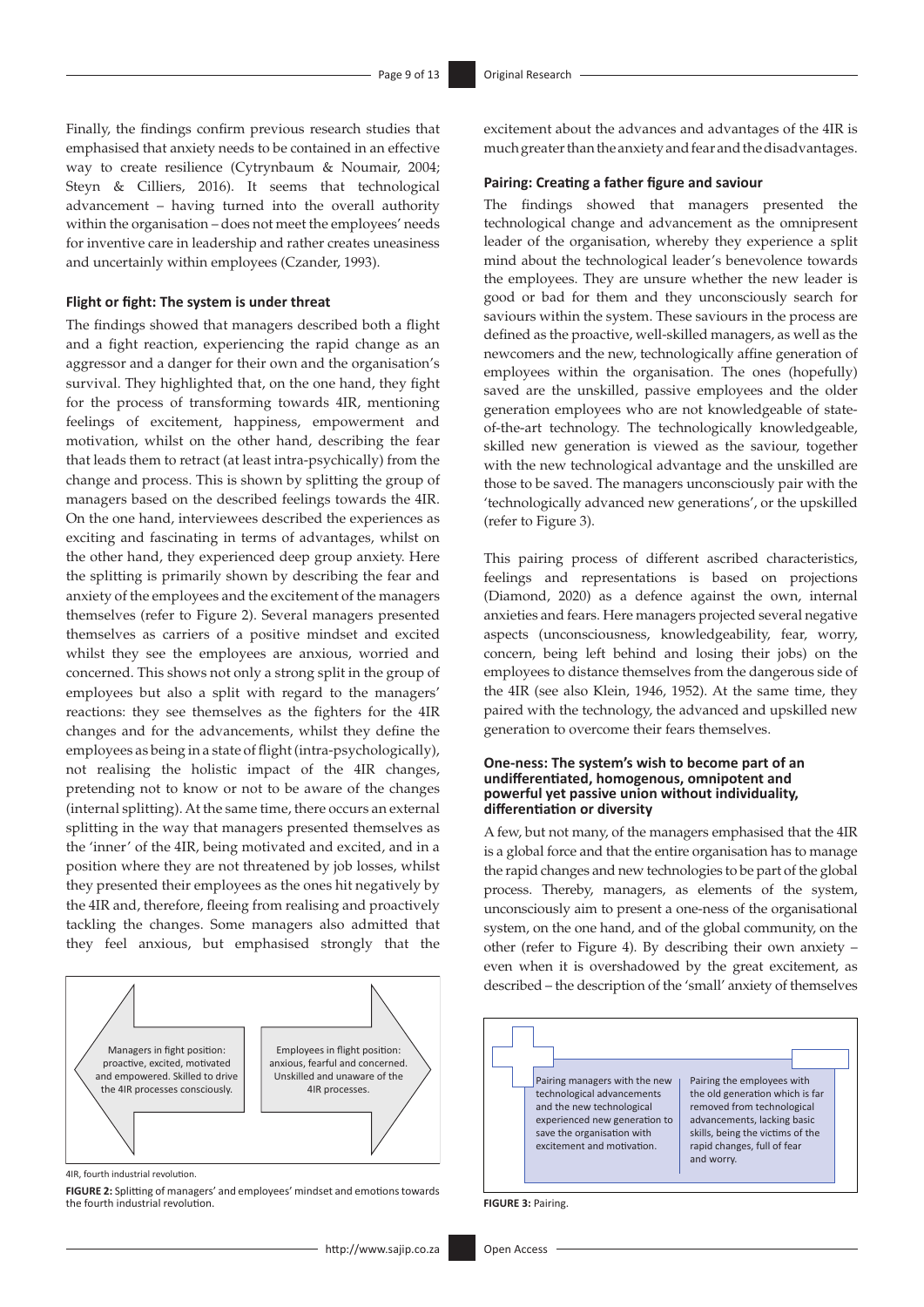Finally, the findings confirm previous research studies that emphasised that anxiety needs to be contained in an effective way to create resilience (Cytrynbaum & Noumair, 2004; Steyn & Cilliers, 2016). It seems that technological advancement – having turned into the overall authority within the organisation – does not meet the employees' needs for inventive care in leadership and rather creates uneasiness and uncertainly within employees (Czander, 1993).

### Flight or fight: The system is under threat

The findings showed that managers described both a flight and a fight reaction, experiencing the rapid change as an aggressor and a danger for their own and the organisation's survival. They highlighted that, on the one hand, they fight for the process of transforming towards 4IR, mentioning feelings of excitement, happiness, empowerment and motivation, whilst on the other hand, describing the fear that leads them to retract (at least intra-psychically) from the change and process. This is shown by splitting the group of managers based on the described feelings towards the 4IR. On the one hand, interviewees described the experiences as exciting and fascinating in terms of advantages, whilst on the other hand, they experienced deep group anxiety. Here the splitting is primarily shown by describing the fear and anxiety of the employees and the excitement of the managers themselves (refer to Figure 2). Several managers presented themselves as carriers of a positive mindset and excited whilst they see the employees are anxious, worried and concerned. This shows not only a strong split in the group of employees but also a split with regard to the managers' reactions: they see themselves as the fighters for the 4IR changes and for the advancements, whilst they define the employees as being in a state of flight (intra-psychologically), not realising the holistic impact of the 4IR changes, pretending not to know or not to be aware of the changes (internal splitting). At the same time, there occurs an external splitting in the way that managers presented themselves as the 'inner' of the 4IR, being motivated and excited, and in a position where they are not threatened by job losses, whilst they presented their employees as the ones hit negatively by the 4IR and, therefore, fleeing from realising and proactively tackling the changes. Some managers also admitted that they feel anxious, but emphasised strongly that the excitement about the advances and advantages of the 4IR is much greater than the anxiety and fear and the disadvantages.

| Managers in fight position: proactive, excited, motivated and empowered. Skilled to drive the 4IR processes consciously. | Employees in flight position: anxious, fearful and concerned. Unskilled and unaware of the 4IR processes. |
|---|---|

4IR, fourth industrial revolution.

**FIGURE 2:** Splitting of managers' and employees' mindset and emotions towards the fourth industrial revolution.

### Pairing: Creating a father figure and saviour

The findings showed that managers presented the technological change and advancement as the omnipresent leader of the organisation, whereby they experience a split mind about the technological leader's benevolence towards the employees. They are unsure whether the new leader is good or bad for them and they unconsciously search for saviours within the system. These saviours in the process are defined as the proactive, well-skilled managers, as well as the newcomers and the new, technologically affine generation of employees within the organisation. The ones (hopefully) saved are the unskilled, passive employees and the older generation employees who are not knowledgeable of state-of-the-art technology. The technologically knowledgeable, skilled new generation is viewed as the saviour, together with the new technological advantage and the unskilled are those to be saved. The managers unconsciously pair with the 'technologically advanced new generations', or the upskilled (refer to Figure 3).

This pairing process of different ascribed characteristics, feelings and representations is based on projections (Diamond, 2020) as a defence against the own, internal anxieties and fears. Here managers projected several negative aspects (unconsciousness, knowledgeability, fear, worry, concern, being left behind and losing their jobs) on the employees to distance themselves from the dangerous side of the 4IR (see also Klein, 1946, 1952). At the same time, they paired with the technology, the advanced and upskilled new generation to overcome their fears themselves.

### One-ness: The system's wish to become part of an undifferentiated, homogenous, omnipotent and powerful yet passive union without individuality, differentiation or diversity

A few, but not many, of the managers emphasised that the 4IR is a global force and that the entire organisation has to manage the rapid changes and new technologies to be part of the global process. Thereby, managers, as elements of the system, unconsciously aim to present a one-ness of the organisational system, on the one hand, and of the global community, on the other (refer to Figure 4). By describing their own anxiety – even when it is overshadowed by the great excitement, as described – the description of the 'small' anxiety of themselves

| Pairing managers with the new technological advancements and the new technological experienced new generation to save the organisation with excitement and motivation. | Pairing the employees with the old generation which is far removed from technological advancements, lacking basic skills, being the victims of the rapid changes, full of fear and worry. |
|---|---|

**FIGURE 3:** Pairing.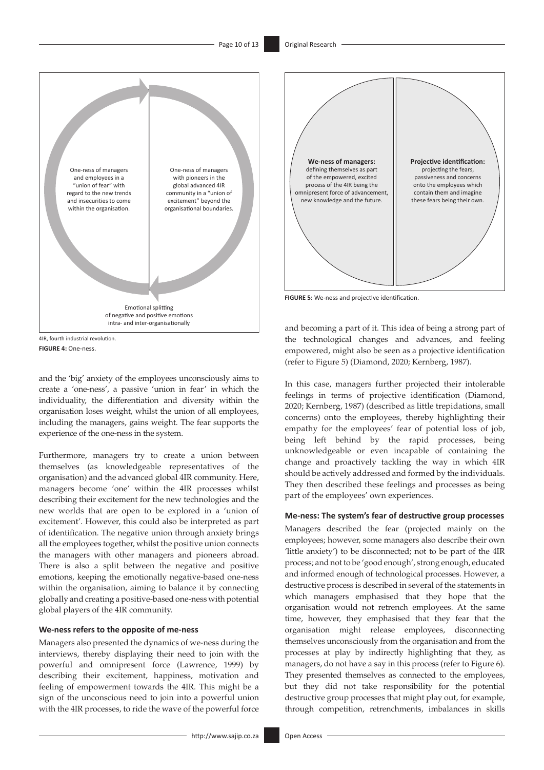One-ness of managers and employees in a "union of fear" with regard to the new trends and insecurities to come within the organisation.

One-ness of managers with pioneers in the global advanced 4IR community in a "union of excitement" beyond the organisational boundaries.

Emotional splitting of negative and positive emotions intra- and inter-organisationally

4IR, fourth industrial revolution.

**FIGURE 4:** One-ness.

and the 'big' anxiety of the employees unconsciously aims to create a 'one-ness', a passive 'union in fear' in which the individuality, the differentiation and diversity within the organisation loses weight, whilst the union of all employees, including the managers, gains weight. The fear supports the experience of the one-ness in the system.

Furthermore, managers try to create a union between themselves (as knowledgeable representatives of the organisation) and the advanced global 4IR community. Here, managers become 'one' within the 4IR processes whilst describing their excitement for the new technologies and the new worlds that are open to be explored in a 'union of excitement'. However, this could also be interpreted as part of identification. The negative union through anxiety brings all the employees together, whilst the positive union connects the managers with other managers and pioneers abroad. There is also a split between the negative and positive emotions, keeping the emotionally negative-based one-ness within the organisation, aiming to balance it by connecting globally and creating a positive-based one-ness with potential global players of the 4IR community.

#### We-ness refers to the opposite of me-ness

Managers also presented the dynamics of we-ness during the interviews, thereby displaying their need to join with the powerful and omnipresent force (Lawrence, 1999) by describing their excitement, happiness, motivation and feeling of empowerment towards the 4IR. This might be a sign of the unconscious need to join into a powerful union with the 4IR processes, to ride the wave of the powerful force and becoming a part of it. This idea of being a strong part of the technological changes and advances, and feeling empowered, might also be seen as a projective identification (refer to Figure 5) (Diamond, 2020; Kernberg, 1987).

**We-ness of managers:** defining themselves as part of the empowered, excited process of the 4IR being the omnipresent force of advancement, new knowledge and the future.

**Projective identification:** projecting the fears, passiveness and concerns onto the employees which contain them and imagine these fears being their own.

**FIGURE 5:** We-ness and projective identification.

In this case, managers further projected their intolerable feelings in terms of projective identification (Diamond, 2020; Kernberg, 1987) (described as little trepidations, small concerns) onto the employees, thereby highlighting their empathy for the employees' fear of potential loss of job, being left behind by the rapid processes, being unknowledgeable or even incapable of containing the change and proactively tackling the way in which 4IR should be actively addressed and formed by the individuals. They then described these feelings and processes as being part of the employees' own experiences.

#### Me-ness: The system's fear of destructive group processes

Managers described the fear (projected mainly on the employees; however, some managers also describe their own 'little anxiety') to be disconnected; not to be part of the 4IR process; and not to be 'good enough', strong enough, educated and informed enough of technological processes. However, a destructive process is described in several of the statements in which managers emphasised that they hope that the organisation would not retrench employees. At the same time, however, they emphasised that they fear that the organisation might release employees, disconnecting themselves unconsciously from the organisation and from the processes at play by indirectly highlighting that they, as managers, do not have a say in this process (refer to Figure 6). They presented themselves as connected to the employees, but they did not take responsibility for the potential destructive group processes that might play out, for example, through competition, retrenchments, imbalances in skills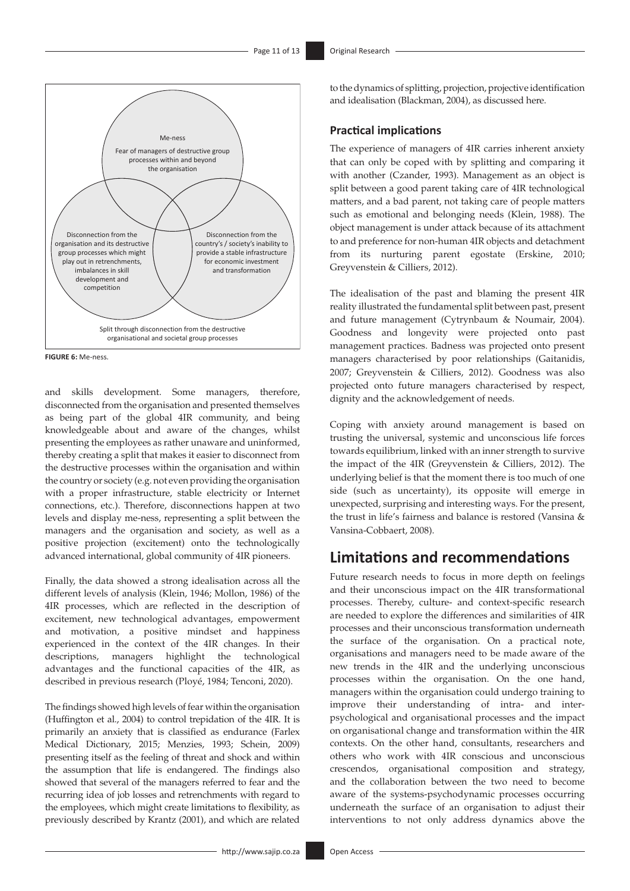Me-ness

Fear of managers of destructive group processes within and beyond the organisation

Disconnection from the organisation and its destructive group processes which might play out in retrenchments, imbalances in skill development and competition

Disconnection from the country's / society's inability to provide a stable infrastructure for economic investment and transformation

Split through disconnection from the destructive organisational and societal group processes

**FIGURE 6:** Me-ness.

and skills development. Some managers, therefore, disconnected from the organisation and presented themselves as being part of the global 4IR community, and being knowledgeable about and aware of the changes, whilst presenting the employees as rather unaware and uninformed, thereby creating a split that makes it easier to disconnect from the destructive processes within the organisation and within the country or society (e.g. not even providing the organisation with a proper infrastructure, stable electricity or Internet connections, etc.). Therefore, disconnections happen at two levels and display me-ness, representing a split between the managers and the organisation and society, as well as a positive projection (excitement) onto the technologically advanced international, global community of 4IR pioneers.

Finally, the data showed a strong idealisation across all the different levels of analysis (Klein, 1946; Mollon, 1986) of the 4IR processes, which are reflected in the description of excitement, new technological advantages, empowerment and motivation, a positive mindset and happiness experienced in the context of the 4IR changes. In their descriptions, managers highlight the technological advantages and the functional capacities of the 4IR, as described in previous research (Ployé, 1984; Tenconi, 2020).

The findings showed high levels of fear within the organisation (Huffington et al., 2004) to control trepidation of the 4IR. It is primarily an anxiety that is classified as endurance (Farlex Medical Dictionary, 2015; Menzies, 1993; Schein, 2009) presenting itself as the feeling of threat and shock and within the assumption that life is endangered. The findings also showed that several of the managers referred to fear and the recurring idea of job losses and retrenchments with regard to the employees, which might create limitations to flexibility, as previously described by Krantz (2001), and which are related to the dynamics of splitting, projection, projective identification and idealisation (Blackman, 2004), as discussed here.

### Practical implications

The experience of managers of 4IR carries inherent anxiety that can only be coped with by splitting and comparing it with another (Czander, 1993). Management as an object is split between a good parent taking care of 4IR technological matters, and a bad parent, not taking care of people matters such as emotional and belonging needs (Klein, 1988). The object management is under attack because of its attachment to and preference for non-human 4IR objects and detachment from its nurturing parent egostate (Erskine, 2010; Greyvenstein & Cilliers, 2012).

The idealisation of the past and blaming the present 4IR reality illustrated the fundamental split between past, present and future management (Cytrynbaum & Noumair, 2004). Goodness and longevity were projected onto past management practices. Badness was projected onto present managers characterised by poor relationships (Gaitanidis, 2007; Greyvenstein & Cilliers, 2012). Goodness was also projected onto future managers characterised by respect, dignity and the acknowledgement of needs.

Coping with anxiety around management is based on trusting the universal, systemic and unconscious life forces towards equilibrium, linked with an inner strength to survive the impact of the 4IR (Greyvenstein & Cilliers, 2012). The underlying belief is that the moment there is too much of one side (such as uncertainty), its opposite will emerge in unexpected, surprising and interesting ways. For the present, the trust in life's fairness and balance is restored (Vansina & Vansina-Cobbaert, 2008).

## Limitations and recommendations

Future research needs to focus in more depth on feelings and their unconscious impact on the 4IR transformational processes. Thereby, culture- and context-specific research are needed to explore the differences and similarities of 4IR processes and their unconscious transformation underneath the surface of the organisation. On a practical note, organisations and managers need to be made aware of the new trends in the 4IR and the underlying unconscious processes within the organisation. On the one hand, managers within the organisation could undergo training to improve their understanding of intra- and inter-psychological and organisational processes and the impact on organisational change and transformation within the 4IR contexts. On the other hand, consultants, researchers and others who work with 4IR conscious and unconscious crescendos, organisational composition and strategy, and the collaboration between the two need to become aware of the systems-psychodynamic processes occurring underneath the surface of an organisation to adjust their interventions to not only address dynamics above the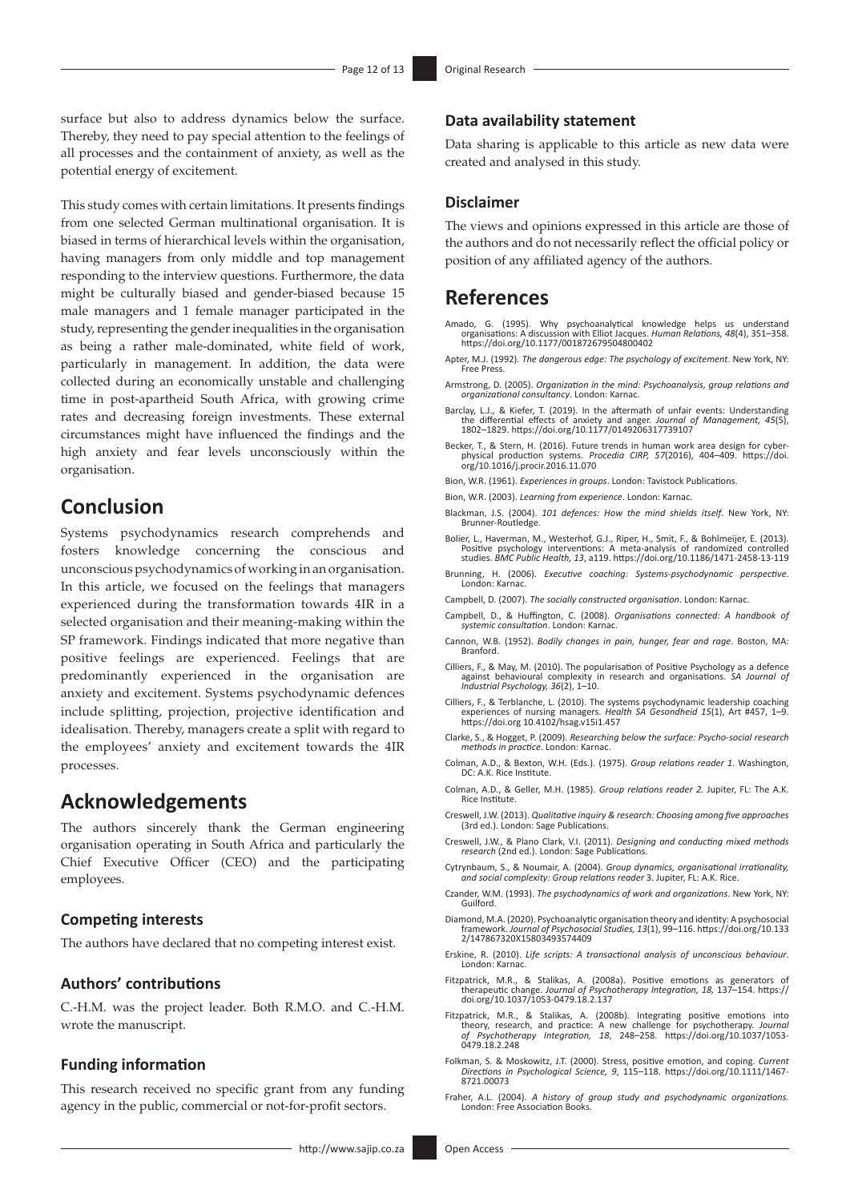surface but also to address dynamics below the surface. Thereby, they need to pay special attention to the feelings of all processes and the containment of anxiety, as well as the potential energy of excitement.

This study comes with certain limitations. It presents findings from one selected German multinational organisation. It is biased in terms of hierarchical levels within the organisation, having managers from only middle and top management responding to the interview questions. Furthermore, the data might be culturally biased and gender-biased because 15 male managers and 1 female manager participated in the study, representing the gender inequalities in the organisation as being a rather male-dominated, white field of work, particularly in management. In addition, the data were collected during an economically unstable and challenging time in post-apartheid South Africa, with growing crime rates and decreasing foreign investments. These external circumstances might have influenced the findings and the high anxiety and fear levels unconsciously within the organisation.

## Conclusion

Systems psychodynamics research comprehends and fosters knowledge concerning the conscious and unconscious psychodynamics of working in an organisation. In this article, we focused on the feelings that managers experienced during the transformation towards 4IR in a selected organisation and their meaning-making within the SP framework. Findings indicated that more negative than positive feelings are experienced. Feelings that are predominantly experienced in the organisation are anxiety and excitement. Systems psychodynamic defences include splitting, projection, projective identification and idealisation. Thereby, managers create a split with regard to the employees' anxiety and excitement towards the 4IR processes.

## Acknowledgements

The authors sincerely thank the German engineering organisation operating in South Africa and particularly the Chief Executive Officer (CEO) and the participating employees.

### Competing interests

The authors have declared that no competing interest exist.

### Authors' contributions

C.-H.M. was the project leader. Both R.M.O. and C.-H.M. wrote the manuscript.

### Funding information

This research received no specific grant from any funding agency in the public, commercial or not-for-profit sectors.

### Data availability statement

Data sharing is applicable to this article as new data were created and analysed in this study.

### Disclaimer

The views and opinions expressed in this article are those of the authors and do not necessarily reflect the official policy or position of any affiliated agency of the authors.

## References

Amado, G. (1995). Why psychoanalytical knowledge helps us understand organisations: A discussion with Elliot Jacques. *Human Relations, 48*(4), 351–358. https://doi.org/10.1177/001872679504800402

Apter, M.J. (1992). *The dangerous edge: The psychology of excitement*. New York, NY: Free Press.

Armstrong, D. (2005). *Organization in the mind: Psychoanalysis, group relations and organizational consultancy*. London: Karnac.

Barclay, L.J., & Kiefer, T. (2019). In the aftermath of unfair events: Understanding the differential effects of anxiety and anger. *Journal of Management, 45*(5), 1802–1829. https://doi.org/10.1177/0149206317739107

Becker, T., & Stern, H. (2016). Future trends in human work area design for cyber-physical production systems. *Procedia CIRP, 57*(2016), 404–409. https://doi.org/10.1016/j.procir.2016.11.070

Bion, W.R. (1961). *Experiences in groups*. London: Tavistock Publications.

Bion, W.R. (2003). *Learning from experience*. London: Karnac.

Blackman, J.S. (2004). *101 defences: How the mind shields itself*. New York, NY: Brunner-Routledge.

Bolier, L., Haverman, M., Westerhof, G.J., Riper, H., Smit, F., & Bohlmeijer, E. (2013). Positive psychology interventions: A meta-analysis of randomized controlled studies. *BMC Public Health, 13*, a119. https://doi.org/10.1186/1471-2458-13-119

Brunning, H. (2006). *Executive coaching: Systems-psychodynamic perspective*. London: Karnac.

Campbell, D. (2007). *The socially constructed organisation*. London: Karnac.

Campbell, D., & Huffington, C. (2008). *Organisations connected: A handbook of systemic consultation*. London: Karnac.

Cannon, W.B. (1952). *Bodily changes in pain, hunger, fear and rage*. Boston, MA: Branford.

Cilliers, F., & May, M. (2010). The popularisation of Positive Psychology as a defence against behavioural complexity in research and organisations. *SA Journal of Industrial Psychology, 36*(2), 1–10.

Cilliers, F., & Terblanche, L. (2010). The systems psychodynamic leadership coaching experiences of nursing managers. *Health SA Gesondheid 15*(1), Art #457, 1–9. https://doi.org 10.4102/hsag.v15i1.457

Clarke, S., & Hogget, P. (2009). *Researching below the surface: Psycho-social research methods in practice*. London: Karnac.

Colman, A.D., & Bexton, W.H. (Eds.). (1975). *Group relations reader 1*. Washington, DC: A.K. Rice Institute.

Colman, A.D., & Geller, M.H. (1985). *Group relations reader 2*. Jupiter, FL: The A.K. Rice Institute.

Creswell, J.W. (2013). *Qualitative inquiry & research: Choosing among five approaches* (3rd ed.). London: Sage Publications.

Creswell, J.W., & Plano Clark, V.I. (2011). *Designing and conducting mixed methods research* (2nd ed.). London: Sage Publications.

Cytrynbaum, S., & Noumair, A. (2004). *Group dynamics, organisational irrationality, and social complexity: Group relations reader* 3. Jupiter, FL: A.K. Rice.

Czander, W.M. (1993). *The psychodynamics of work and organizations*. New York, NY: Guilford.

Diamond, M.A. (2020). Psychoanalytic organisation theory and identity: A psychosocial framework. *Journal of Psychosocial Studies, 13*(1), 99–116. https://doi.org/10.1332/147867320X15803493574409

Erskine, R. (2010). *Life scripts: A transactional analysis of unconscious behaviour*. London: Karnac.

Fitzpatrick, M.R., & Stalikas, A. (2008a). Positive emotions as generators of therapeutic change. *Journal of Psychotherapy Integration, 18*, 137–154. https://doi.org/10.1037/1053-0479.18.2.137

Fitzpatrick, M.R., & Stalikas, A. (2008b). Integrating positive emotions into theory, research, and practice: A new challenge for psychotherapy. *Journal of Psychotherapy Integration, 18*, 248–258. https://doi.org/10.1037/1053-0479.18.2.248

Folkman, S. & Moskowitz, J.T. (2000). Stress, positive emotion, and coping. *Current Directions in Psychological Science, 9*, 115–118. https://doi.org/10.1111/1467-8721.00073

Fraher, A.L. (2004). *A history of group study and psychodynamic organizations*. London: Free Association Books.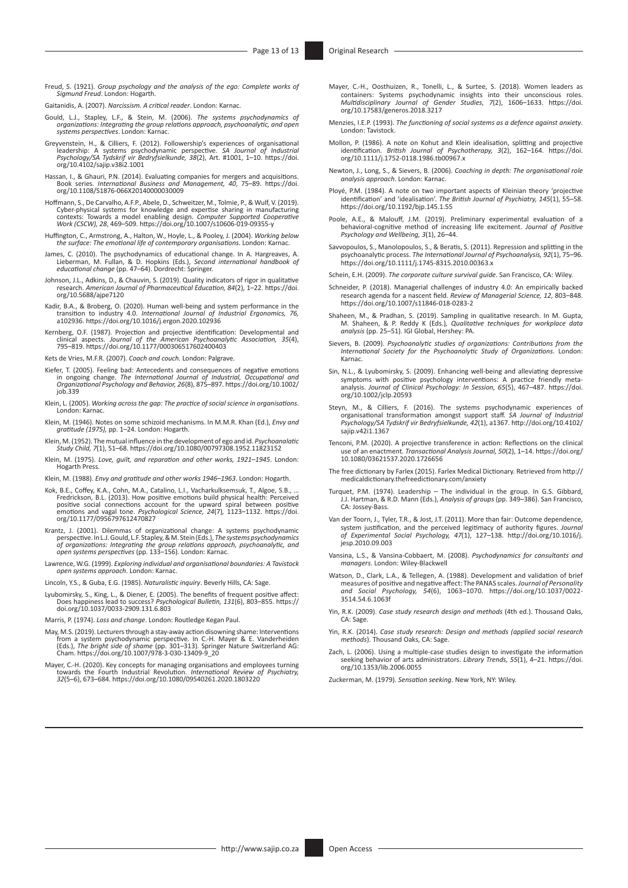Freud, S. (1921). *Group psychology and the analysis of the ego: Complete works of Sigmund Freud*. London: Hogarth.

Gaitanidis, A. (2007). *Narcissism. A critical reader*. London: Karnac.

Gould, L.J., Stapley, L.F., & Stein, M. (2006). *The systems psychodynamics of organizations: Integrating the group relations approach, psychoanalytic, and open systems perspectives*. London: Karnac.

Greyvenstein, H., & Cilliers, F. (2012). Followership's experiences of organisational leadership: A systems psychodynamic perspective. *SA Journal of Industrial Psychology/SA Tydskrif vir Bedryfsielkunde, 38*(2), Art. #1001, 1–10. https://doi.org/10.4102/sajip.v38i2.1001

Hassan, I., & Ghauri, P.N. (2014). Evaluating companies for mergers and acquisitions. Book series. *International Business and Management, 40*, 75–89. https://doi.org/10.1108/S1876-066X20140000030009

Hoffmann, S., De Carvalho, A.F.P., Abele, D., Schweitzer, M., Tolmie, P., & Wulf, V. (2019). Cyber-physical systems for knowledge and expertise sharing in manufacturing contexts: Towards a model enabling design. *Computer Supported Cooperative Work (CSCW), 28*, 469–509. https://doi.org/10.1007/s10606-019-09355-y

Huffington, C., Armstrong, A., Halton, W., Hoyle, L., & Pooley, J. (2004). *Working below the surface: The emotional life of contemporary organisations*. London: Karnac.

James, C. (2010). The psychodynamics of educational change. In A. Hargreaves, A. Lieberman, M. Fullan, & D. Hopkins (Eds.), *Second international handbook of educational change* (pp. 47–64). Dordrecht: Springer.

Johnson, J.L., Adkins, D., & Chauvin, S. (2019). Quality indicators of rigor in qualitative research. *American Journal of Pharmaceutical Education, 84*(2), 1–22. https://doi.org/10.5688/ajpe7120

Kadir, B.A., & Broberg, O. (2020). Human well-being and system performance in the transition to industry 4.0. *International Journal of Industrial Ergonomics, 76,* a102936. https://doi.org/10.1016/j.ergon.2020.102936

Kernberg, O.F. (1987). Projection and projective identification: Developmental and clinical aspects. *Journal of the American Psychoanalytic Association, 35*(4), 795–819. https://doi.org/10.1177/000306517602400403

Kets de Vries, M.F.R. (2007). *Coach and couch*. London: Palgrave.

Kiefer, T. (2005). Feeling bad: Antecedents and consequences of negative emotions in ongoing change. *The International Journal of Industrial, Occupational and Organizational Psychology and Behavior, 26*(8), 875–897. https://doi.org/10.1002/job.339

Klein, L. (2005). *Working across the gap: The practice of social science in organisations*. London: Karnac.

Klein, M. (1946). Notes on some schizoid mechanisms. In M.M.R. Khan (Ed.), *Envy and gratitude (1975),* pp. 1–24. London: Hogarth.

Klein, M. (1952). The mutual influence in the development of ego and id. *Psychoanalatic Study Child, 7*(1), 51–68. https://doi.org/10.1080/00797308.1952.11823152

Klein, M. (1975). *Love, guilt, and reparation and other works, 1921–1945*. London: Hogarth Press.

Klein, M. (1988). *Envy and gratitude and other works 1946–1963*. London: Hogarth.

Kok, B.E., Coffey, K.A., Cohn, M.A., Catalino, L.I., Vacharkulksemsuk, T., Algoe, S.B., … Fredrickson, B.L. (2013). How positive emotions build physical health: Perceived positive social connections account for the upward spiral between positive emotions and vagal tone. *Psychological Science, 24*(7)*,* 1123–1132. https://doi.org/10.1177/0956797612470827

Krantz, J. (2001). Dilemmas of organizational change: A systems psychodynamic perspective. In L.J. Gould, L.F. Stapley, & M. Stein (Eds.), *The systems psychodynamics of organizations: Integrating the group relations approach, psychoanalytic, and open systems perspectives* (pp. 133–156). London: Karnac.

Lawrence, W.G. (1999). *Exploring individual and organisational boundaries: A Tavistock open systems approach*. London: Karnac.

Lincoln, Y.S., & Guba, E.G. (1985). *Naturalistic inquiry*. Beverly Hills, CA: Sage.

Lyubomirsky, S., King, L., & Diener, E. (2005). The benefits of frequent positive affect: Does happiness lead to success? *Psychological Bulletin, 131*(6), 803–855. https://doi.org/10.1037/0033-2909.131.6.803

Marris, P. (1974). *Loss and change*. London: Routledge Kegan Paul.

May, M.S. (2019). Lecturers through a stay-away action disowning shame: Interventions from a system psychodynamic perspective. In C.-H. Mayer & E. Vanderheiden (Eds.), *The bright side of shame* (pp. 301–313). Springer Nature Switzerland AG: Cham. https://doi.org/10.1007/978-3-030-13409-9_20

Mayer, C.-H. (2020). Key concepts for managing organisations and employees turning towards the Fourth Industrial Revolution. *International Review of Psychiatry, 32*(5–6), 673–684. https://doi.org/10.1080/09540261.2020.1803220

Mayer, C.-H., Oosthuizen, R., Tonelli, L., & Surtee, S. (2018). Women leaders as containers: Systems psychodynamic insights into their unconscious roles. *Multidisciplinary Journal of Gender Studies, 7*(2), 1606–1633. https://doi.org/10.17583/generos.2018.3217

Menzies, I.E.P. (1993). *The functioning of social systems as a defence against anxiety*. London: Tavistock.

Mollon, P. (1986). A note on Kohut and Klein idealisation, splitting and projective identification. *British Journal of Psychotherapy, 3*(2), 162–164. https://doi.org/10.1111/j.1752-0118.1986.tb00967.x

Newton, J., Long, S., & Sievers, B. (2006). *Coaching in depth: The organisational role analysis approach*. London: Karnac.

Ployé, P.M. (1984). A note on two important aspects of Kleinian theory 'projective identification' and 'idealisation'. *The British Journal of Psychiatry, 145*(1), 55–58. https://doi.org/10.1192/bjp.145.1.55

Poole, A.E., & Malouff, J.M. (2019). Preliminary experimental evaluation of a behavioral-cognitive method of increasing life excitement. *Journal of Positive Psychology and Wellbeing, 3*(1), 26–44.

Savvopoulos, S., Manolopoulos, S., & Beratis, S. (2011). Repression and splitting in the psychoanalytic process. *The International Journal of Psychoanalysis, 92*(1), 75–96. https://doi.org/10.1111/j.1745-8315.2010.00363.x

Schein, E.H. (2009). *The corporate culture survival guide*. San Francisco, CA: Wiley.

Schneider, P. (2018). Managerial challenges of industry 4.0: An empirically backed research agenda for a nascent field. *Review of Managerial Science, 12*, 803–848. https://doi.org/10.1007/s11846-018-0283-2

Shaheen, M., & Pradhan, S. (2019). Sampling in qualitative research. In M. Gupta, M. Shaheen, & P. Reddy K (Eds.)*, Qualitative techniques for workplace data analysis* (pp. 25–51). IGI Global, Hershey: PA.

Sievers, B. (2009). *Psychoanalytic studies of organizations: Contributions from the International Society for the Psychoanalytic Study of Organizations*. London: Karnac.

Sin, N.L., & Lyubomirsky, S. (2009). Enhancing well-being and alleviating depressive symptoms with positive psychology interventions: A practice friendly meta-analysis. *Journal of Clinical Psychology: In Session, 65*(5), 467–487. https://doi.org/10.1002/jclp.20593

Steyn, M., & Cilliers, F. (2016). The systems psychodynamic experiences of organisational transformation amongst support staff. *SA Journal of Industrial Psychology/SA Tydskrif vir Bedryfsielkunde, 42*(1), a1367. http://doi.org/10.4102/sajip.v42i1.1367

Tenconi, P.M. (2020). A projective transference in action: Reflections on the clinical use of an enactment. *Transactional Analysis Journal, 50*(2), 1–14. https://doi.org/10.1080/03621537.2020.1726656

The free dictionary by Farlex (2015). Farlex Medical Dictionary. Retrieved from http://medicaldictionary.thefreedictionary.com/anxiety

Turquet, P.M. (1974). Leadership – The individual in the group. In G.S. Gibbard, J.J. Hartman, & R.D. Mann (Eds.), *Analysis of groups* (pp. 349–386). San Francisco, CA: Jossey-Bass.

Van der Toorn, J., Tyler, T.R., & Jost, J.T. (2011). More than fair: Outcome dependence, system justification, and the perceived legitimacy of authority figures. *Journal of Experimental Social Psychology, 47*(1), 127–138. http://doi.org/10.1016/j.jesp.2010.09.003

Vansina, L.S., & Vansina-Cobbaert, M. (2008). *Psychodynamics for consultants and managers*. London: Wiley-Blackwell

Watson, D., Clark, L.A., & Tellegen, A. (1988). Development and validation of brief measures of positive and negative affect: The PANAS scales. *Journal of Personality and Social Psychology, 54*(6), 1063–1070. https://doi.org/10.1037/0022-3514.54.6.1063f

Yin, R.K. (2009). *Case study research design and methods* (4th ed.). Thousand Oaks, CA: Sage.

Yin, R.K. (2014). *Case study research: Design and methods (applied social research methods*). Thousand Oaks, CA: Sage.

Zach, L. (2006). Using a multiple-case studies design to investigate the information seeking behavior of arts administrators. *Library Trends, 55*(1), 4–21. https://doi.org/10.1353/lib.2006.0055

Zuckerman, M. (1979). *Sensation seeking*. New York, NY: Wiley.